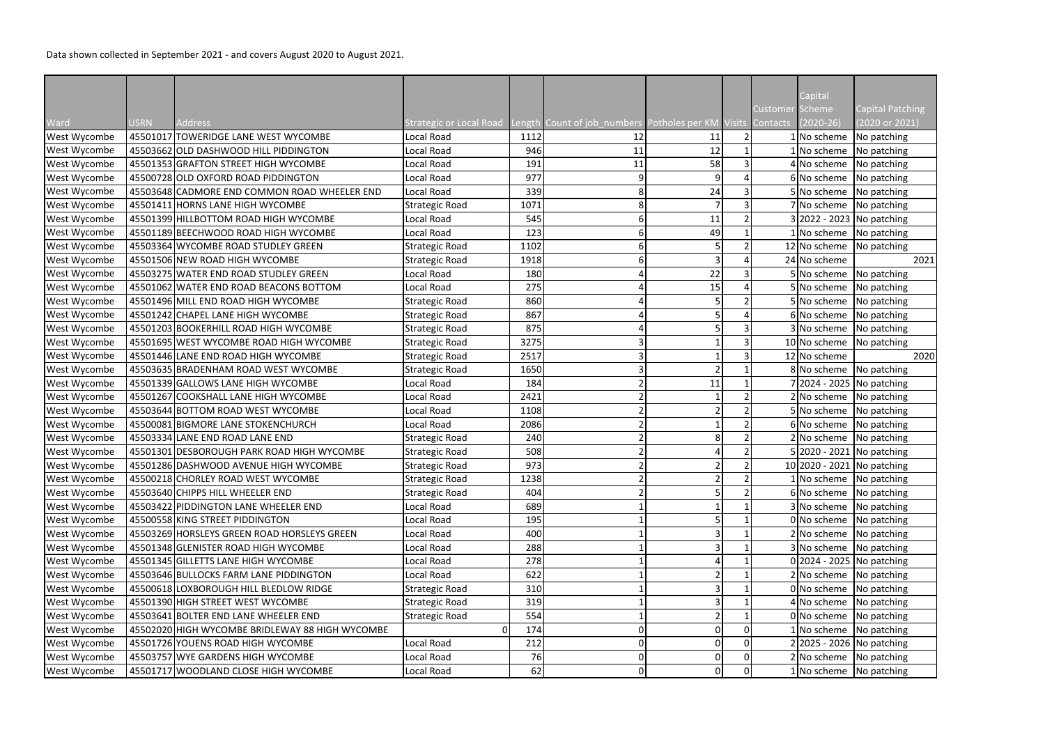Data shown collected in September 2021 - and covers August 2020 to August 2021.

| Ward | USRN | Address | Strategic or Local Road | Length | Count of job_numbers | Potholes per KM | Visits | Customer Contacts | Capital Scheme (2020-26) | Capital Patching (2020 or 2021) |
|---|---|---|---|---|---|---|---|---|---|---|
| West Wycombe | 45501017 | TOWERIDGE LANE WEST WYCOMBE | Local Road | 1112 | 12 | 11 | 2 | 1 | No scheme | No patching |
| West Wycombe | 45503662 | OLD DASHWOOD HILL PIDDINGTON | Local Road | 946 | 11 | 12 | 1 | 1 | No scheme | No patching |
| West Wycombe | 45501353 | GRAFTON STREET HIGH WYCOMBE | Local Road | 191 | 11 | 58 | 3 | 4 | No scheme | No patching |
| West Wycombe | 45500728 | OLD OXFORD ROAD PIDDINGTON | Local Road | 977 | 9 | 9 | 4 | 6 | No scheme | No patching |
| West Wycombe | 45503648 | CADMORE END COMMON ROAD WHEELER END | Local Road | 339 | 8 | 24 | 3 | 5 | No scheme | No patching |
| West Wycombe | 45501411 | HORNS LANE HIGH WYCOMBE | Strategic Road | 1071 | 8 | 7 | 3 | 7 | No scheme | No patching |
| West Wycombe | 45501399 | HILLBOTTOM ROAD HIGH WYCOMBE | Local Road | 545 | 6 | 11 | 2 | 3 | 2022 - 2023 | No patching |
| West Wycombe | 45501189 | BEECHWOOD ROAD HIGH WYCOMBE | Local Road | 123 | 6 | 49 | 1 | 1 | No scheme | No patching |
| West Wycombe | 45503364 | WYCOMBE ROAD STUDLEY GREEN | Strategic Road | 1102 | 6 | 5 | 2 | 12 | No scheme | No patching |
| West Wycombe | 45501506 | NEW ROAD HIGH WYCOMBE | Strategic Road | 1918 | 6 | 3 | 4 | 24 | No scheme | 2021 |
| West Wycombe | 45503275 | WATER END ROAD STUDLEY GREEN | Local Road | 180 | 4 | 22 | 3 | 5 | No scheme | No patching |
| West Wycombe | 45501062 | WATER END ROAD BEACONS BOTTOM | Local Road | 275 | 4 | 15 | 4 | 5 | No scheme | No patching |
| West Wycombe | 45501496 | MILL END ROAD HIGH WYCOMBE | Strategic Road | 860 | 4 | 5 | 2 | 5 | No scheme | No patching |
| West Wycombe | 45501242 | CHAPEL LANE HIGH WYCOMBE | Strategic Road | 867 | 4 | 5 | 4 | 6 | No scheme | No patching |
| West Wycombe | 45501203 | BOOKERHILL ROAD HIGH WYCOMBE | Strategic Road | 875 | 4 | 5 | 3 | 3 | No scheme | No patching |
| West Wycombe | 45501695 | WEST WYCOMBE ROAD HIGH WYCOMBE | Strategic Road | 3275 | 3 | 1 | 3 | 10 | No scheme | No patching |
| West Wycombe | 45501446 | LANE END ROAD HIGH WYCOMBE | Strategic Road | 2517 | 3 | 1 | 3 | 12 | No scheme | 2020 |
| West Wycombe | 45503635 | BRADENHAM ROAD WEST WYCOMBE | Strategic Road | 1650 | 3 | 2 | 1 | 8 | No scheme | No patching |
| West Wycombe | 45501339 | GALLOWS LANE HIGH WYCOMBE | Local Road | 184 | 2 | 11 | 1 | 7 | 2024 - 2025 | No patching |
| West Wycombe | 45501267 | COOKSHALL LANE HIGH WYCOMBE | Local Road | 2421 | 2 | 1 | 2 | 2 | No scheme | No patching |
| West Wycombe | 45503644 | BOTTOM ROAD WEST WYCOMBE | Local Road | 1108 | 2 | 2 | 2 | 5 | No scheme | No patching |
| West Wycombe | 45500081 | BIGMORE LANE STOKENCHURCH | Local Road | 2086 | 2 | 1 | 2 | 6 | No scheme | No patching |
| West Wycombe | 45503334 | LANE END ROAD LANE END | Strategic Road | 240 | 2 | 8 | 2 | 2 | No scheme | No patching |
| West Wycombe | 45501301 | DESBOROUGH PARK ROAD HIGH WYCOMBE | Strategic Road | 508 | 2 | 4 | 2 | 5 | 2020 - 2021 | No patching |
| West Wycombe | 45501286 | DASHWOOD AVENUE HIGH WYCOMBE | Strategic Road | 973 | 2 | 2 | 2 | 10 | 2020 - 2021 | No patching |
| West Wycombe | 45500218 | CHORLEY ROAD WEST WYCOMBE | Strategic Road | 1238 | 2 | 2 | 2 | 1 | No scheme | No patching |
| West Wycombe | 45503640 | CHIPPS HILL WHEELER END | Strategic Road | 404 | 2 | 5 | 2 | 6 | No scheme | No patching |
| West Wycombe | 45503422 | PIDDINGTON LANE WHEELER END | Local Road | 689 | 1 | 1 | 1 | 3 | No scheme | No patching |
| West Wycombe | 45500558 | KING STREET PIDDINGTON | Local Road | 195 | 1 | 5 | 1 | 0 | No scheme | No patching |
| West Wycombe | 45503269 | HORSLEYS GREEN ROAD HORSLEYS GREEN | Local Road | 400 | 1 | 3 | 1 | 2 | No scheme | No patching |
| West Wycombe | 45501348 | GLENISTER ROAD HIGH WYCOMBE | Local Road | 288 | 1 | 3 | 1 | 3 | No scheme | No patching |
| West Wycombe | 45501345 | GILLETTS LANE HIGH WYCOMBE | Local Road | 278 | 1 | 4 | 1 | 0 | 2024 - 2025 | No patching |
| West Wycombe | 45503646 | BULLOCKS FARM LANE PIDDINGTON | Local Road | 622 | 1 | 2 | 1 | 2 | No scheme | No patching |
| West Wycombe | 45500618 | LOXBOROUGH HILL BLEDLOW RIDGE | Strategic Road | 310 | 1 | 3 | 1 | 0 | No scheme | No patching |
| West Wycombe | 45501390 | HIGH STREET WEST WYCOMBE | Strategic Road | 319 | 1 | 3 | 1 | 4 | No scheme | No patching |
| West Wycombe | 45503641 | BOLTER END LANE WHEELER END | Strategic Road | 554 | 1 | 2 | 1 | 0 | No scheme | No patching |
| West Wycombe | 45502020 | HIGH WYCOMBE BRIDLEWAY 88 HIGH WYCOMBE | 0 | 174 | 0 | 0 | 0 | 1 | No scheme | No patching |
| West Wycombe | 45501726 | YOUENS ROAD HIGH WYCOMBE | Local Road | 212 | 0 | 0 | 0 | 2 | 2025 - 2026 | No patching |
| West Wycombe | 45503757 | WYE GARDENS HIGH WYCOMBE | Local Road | 76 | 0 | 0 | 0 | 2 | No scheme | No patching |
| West Wycombe | 45501717 | WOODLAND CLOSE HIGH WYCOMBE | Local Road | 62 | 0 | 0 | 0 | 1 | No scheme | No patching |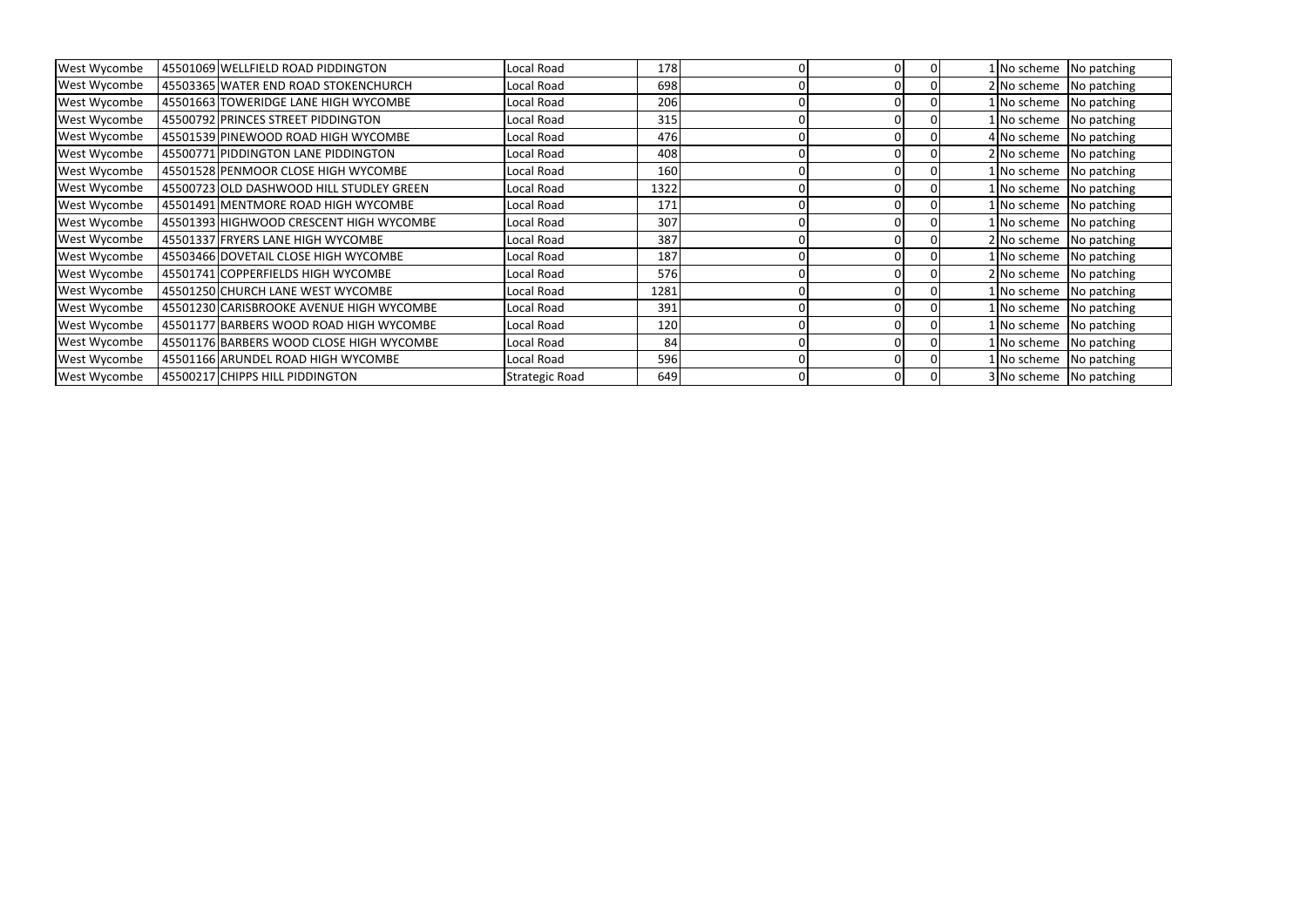| | | | | | | | | | | |
|---|---|---|---|---|---|---|---|---|---|---|
| West Wycombe | 45501069 | WELLFIELD ROAD PIDDINGTON | Local Road | 178 | 0 | 0 | 0 | 1 | No scheme | No patching |
| West Wycombe | 45503365 | WATER END ROAD STOKENCHURCH | Local Road | 698 | 0 | 0 | 0 | 2 | No scheme | No patching |
| West Wycombe | 45501663 | TOWERIDGE LANE HIGH WYCOMBE | Local Road | 206 | 0 | 0 | 0 | 1 | No scheme | No patching |
| West Wycombe | 45500792 | PRINCES STREET PIDDINGTON | Local Road | 315 | 0 | 0 | 0 | 1 | No scheme | No patching |
| West Wycombe | 45501539 | PINEWOOD ROAD HIGH WYCOMBE | Local Road | 476 | 0 | 0 | 0 | 4 | No scheme | No patching |
| West Wycombe | 45500771 | PIDDINGTON LANE PIDDINGTON | Local Road | 408 | 0 | 0 | 0 | 2 | No scheme | No patching |
| West Wycombe | 45501528 | PENMOOR CLOSE HIGH WYCOMBE | Local Road | 160 | 0 | 0 | 0 | 1 | No scheme | No patching |
| West Wycombe | 45500723 | OLD DASHWOOD HILL STUDLEY GREEN | Local Road | 1322 | 0 | 0 | 0 | 1 | No scheme | No patching |
| West Wycombe | 45501491 | MENTMORE ROAD HIGH WYCOMBE | Local Road | 171 | 0 | 0 | 0 | 1 | No scheme | No patching |
| West Wycombe | 45501393 | HIGHWOOD CRESCENT HIGH WYCOMBE | Local Road | 307 | 0 | 0 | 0 | 1 | No scheme | No patching |
| West Wycombe | 45501337 | FRYERS LANE HIGH WYCOMBE | Local Road | 387 | 0 | 0 | 0 | 2 | No scheme | No patching |
| West Wycombe | 45503466 | DOVETAIL CLOSE HIGH WYCOMBE | Local Road | 187 | 0 | 0 | 0 | 1 | No scheme | No patching |
| West Wycombe | 45501741 | COPPERFIELDS HIGH WYCOMBE | Local Road | 576 | 0 | 0 | 0 | 2 | No scheme | No patching |
| West Wycombe | 45501250 | CHURCH LANE WEST WYCOMBE | Local Road | 1281 | 0 | 0 | 0 | 1 | No scheme | No patching |
| West Wycombe | 45501230 | CARISBROOKE AVENUE HIGH WYCOMBE | Local Road | 391 | 0 | 0 | 0 | 1 | No scheme | No patching |
| West Wycombe | 45501177 | BARBERS WOOD ROAD HIGH WYCOMBE | Local Road | 120 | 0 | 0 | 0 | 1 | No scheme | No patching |
| West Wycombe | 45501176 | BARBERS WOOD CLOSE HIGH WYCOMBE | Local Road | 84 | 0 | 0 | 0 | 1 | No scheme | No patching |
| West Wycombe | 45501166 | ARUNDEL ROAD HIGH WYCOMBE | Local Road | 596 | 0 | 0 | 0 | 1 | No scheme | No patching |
| West Wycombe | 45500217 | CHIPPS HILL PIDDINGTON | Strategic Road | 649 | 0 | 0 | 0 | 3 | No scheme | No patching |